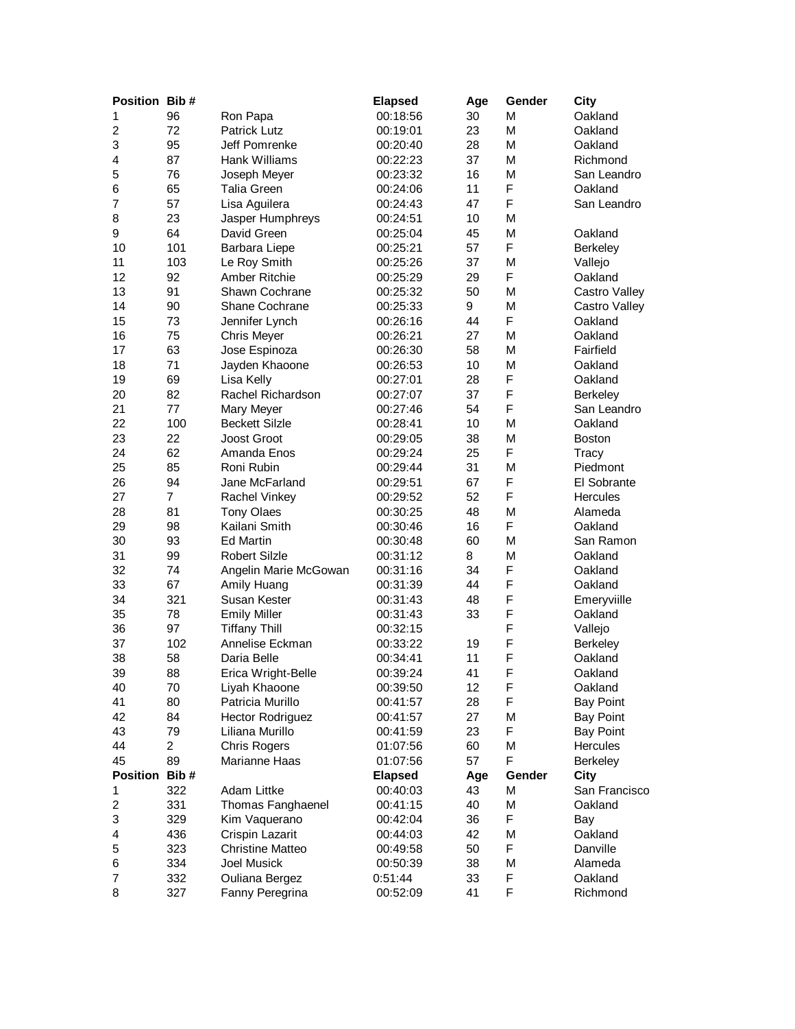| Position | Bib # | | Elapsed | Age | Gender | City |
|---|---|---|---|---|---|---|
| 1 | 96 | Ron Papa | 00:18:56 | 30 | M | Oakland |
| 2 | 72 | Patrick Lutz | 00:19:01 | 23 | M | Oakland |
| 3 | 95 | Jeff Pomrenke | 00:20:40 | 28 | M | Oakland |
| 4 | 87 | Hank Williams | 00:22:23 | 37 | M | Richmond |
| 5 | 76 | Joseph Meyer | 00:23:32 | 16 | M | San Leandro |
| 6 | 65 | Talia Green | 00:24:06 | 11 | F | Oakland |
| 7 | 57 | Lisa Aguilera | 00:24:43 | 47 | F | San Leandro |
| 8 | 23 | Jasper Humphreys | 00:24:51 | 10 | M | |
| 9 | 64 | David Green | 00:25:04 | 45 | M | Oakland |
| 10 | 101 | Barbara Liepe | 00:25:21 | 57 | F | Berkeley |
| 11 | 103 | Le Roy Smith | 00:25:26 | 37 | M | Vallejo |
| 12 | 92 | Amber Ritchie | 00:25:29 | 29 | F | Oakland |
| 13 | 91 | Shawn Cochrane | 00:25:32 | 50 | M | Castro Valley |
| 14 | 90 | Shane Cochrane | 00:25:33 | 9 | M | Castro Valley |
| 15 | 73 | Jennifer Lynch | 00:26:16 | 44 | F | Oakland |
| 16 | 75 | Chris Meyer | 00:26:21 | 27 | M | Oakland |
| 17 | 63 | Jose Espinoza | 00:26:30 | 58 | M | Fairfield |
| 18 | 71 | Jayden Khaoone | 00:26:53 | 10 | M | Oakland |
| 19 | 69 | Lisa Kelly | 00:27:01 | 28 | F | Oakland |
| 20 | 82 | Rachel Richardson | 00:27:07 | 37 | F | Berkeley |
| 21 | 77 | Mary Meyer | 00:27:46 | 54 | F | San Leandro |
| 22 | 100 | Beckett Silzle | 00:28:41 | 10 | M | Oakland |
| 23 | 22 | Joost Groot | 00:29:05 | 38 | M | Boston |
| 24 | 62 | Amanda Enos | 00:29:24 | 25 | F | Tracy |
| 25 | 85 | Roni Rubin | 00:29:44 | 31 | M | Piedmont |
| 26 | 94 | Jane McFarland | 00:29:51 | 67 | F | El Sobrante |
| 27 | 7 | Rachel Vinkey | 00:29:52 | 52 | F | Hercules |
| 28 | 81 | Tony Olaes | 00:30:25 | 48 | M | Alameda |
| 29 | 98 | Kailani Smith | 00:30:46 | 16 | F | Oakland |
| 30 | 93 | Ed Martin | 00:30:48 | 60 | M | San Ramon |
| 31 | 99 | Robert Silzle | 00:31:12 | 8 | M | Oakland |
| 32 | 74 | Angelin Marie McGowan | 00:31:16 | 34 | F | Oakland |
| 33 | 67 | Amily Huang | 00:31:39 | 44 | F | Oakland |
| 34 | 321 | Susan Kester | 00:31:43 | 48 | F | Emeryviille |
| 35 | 78 | Emily Miller | 00:31:43 | 33 | F | Oakland |
| 36 | 97 | Tiffany Thill | 00:32:15 | | F | Vallejo |
| 37 | 102 | Annelise Eckman | 00:33:22 | 19 | F | Berkeley |
| 38 | 58 | Daria Belle | 00:34:41 | 11 | F | Oakland |
| 39 | 88 | Erica Wright-Belle | 00:39:24 | 41 | F | Oakland |
| 40 | 70 | Liyah Khaoone | 00:39:50 | 12 | F | Oakland |
| 41 | 80 | Patricia Murillo | 00:41:57 | 28 | F | Bay Point |
| 42 | 84 | Hector Rodriguez | 00:41:57 | 27 | M | Bay Point |
| 43 | 79 | Liliana Murillo | 00:41:59 | 23 | F | Bay Point |
| 44 | 2 | Chris Rogers | 01:07:56 | 60 | M | Hercules |
| 45 | 89 | Marianne Haas | 01:07:56 | 57 | F | Berkeley |

| Position | Bib # | | Elapsed | Age | Gender | City |
|---|---|---|---|---|---|---|
| 1 | 322 | Adam Littke | 00:40:03 | 43 | M | San Francisco |
| 2 | 331 | Thomas Fanghaenel | 00:41:15 | 40 | M | Oakland |
| 3 | 329 | Kim Vaquerano | 00:42:04 | 36 | F | Bay |
| 4 | 436 | Crispin Lazarit | 00:44:03 | 42 | M | Oakland |
| 5 | 323 | Christine Matteo | 00:49:58 | 50 | F | Danville |
| 6 | 334 | Joel Musick | 00:50:39 | 38 | M | Alameda |
| 7 | 332 | Ouliana Bergez | 0:51:44 | 33 | F | Oakland |
| 8 | 327 | Fanny Peregrina | 00:52:09 | 41 | F | Richmond |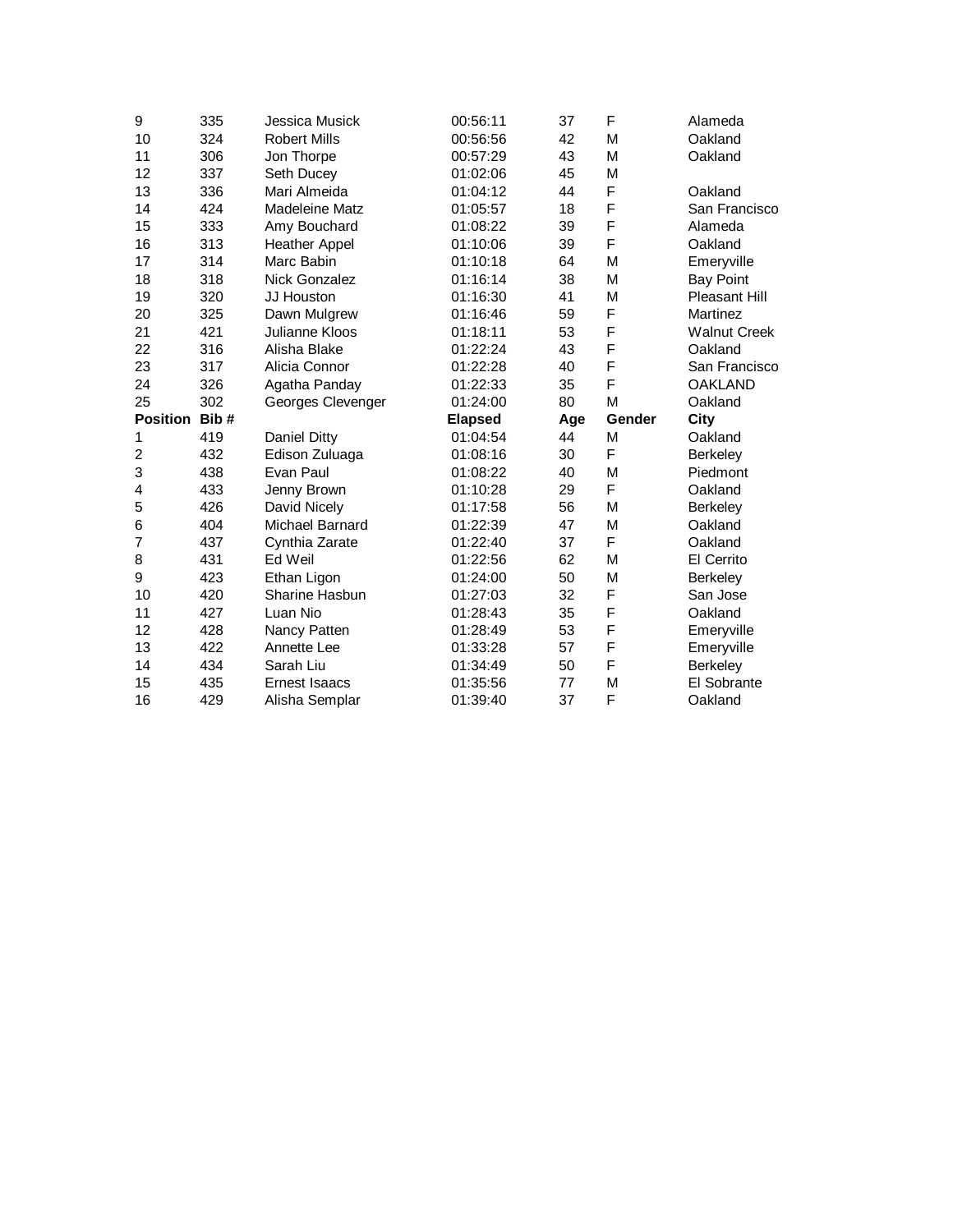| | | | | | | |
|---|---|---|---|---|---|---|
| 9 | 335 | Jessica Musick | 00:56:11 | 37 | F | Alameda |
| 10 | 324 | Robert Mills | 00:56:56 | 42 | M | Oakland |
| 11 | 306 | Jon Thorpe | 00:57:29 | 43 | M | Oakland |
| 12 | 337 | Seth Ducey | 01:02:06 | 45 | M | |
| 13 | 336 | Mari Almeida | 01:04:12 | 44 | F | Oakland |
| 14 | 424 | Madeleine Matz | 01:05:57 | 18 | F | San Francisco |
| 15 | 333 | Amy Bouchard | 01:08:22 | 39 | F | Alameda |
| 16 | 313 | Heather Appel | 01:10:06 | 39 | F | Oakland |
| 17 | 314 | Marc Babin | 01:10:18 | 64 | M | Emeryville |
| 18 | 318 | Nick Gonzalez | 01:16:14 | 38 | M | Bay Point |
| 19 | 320 | JJ Houston | 01:16:30 | 41 | M | Pleasant Hill |
| 20 | 325 | Dawn Mulgrew | 01:16:46 | 59 | F | Martinez |
| 21 | 421 | Julianne Kloos | 01:18:11 | 53 | F | Walnut Creek |
| 22 | 316 | Alisha Blake | 01:22:24 | 43 | F | Oakland |
| 23 | 317 | Alicia Connor | 01:22:28 | 40 | F | San Francisco |
| 24 | 326 | Agatha Panday | 01:22:33 | 35 | F | OAKLAND |
| 25 | 302 | Georges Clevenger | 01:24:00 | 80 | M | Oakland |

| Position | Bib # | | Elapsed | Age | Gender | City |
|---|---|---|---|---|---|---|
| 1 | 419 | Daniel Ditty | 01:04:54 | 44 | M | Oakland |
| 2 | 432 | Edison Zuluaga | 01:08:16 | 30 | F | Berkeley |
| 3 | 438 | Evan Paul | 01:08:22 | 40 | M | Piedmont |
| 4 | 433 | Jenny Brown | 01:10:28 | 29 | F | Oakland |
| 5 | 426 | David Nicely | 01:17:58 | 56 | M | Berkeley |
| 6 | 404 | Michael Barnard | 01:22:39 | 47 | M | Oakland |
| 7 | 437 | Cynthia Zarate | 01:22:40 | 37 | F | Oakland |
| 8 | 431 | Ed Weil | 01:22:56 | 62 | M | El Cerrito |
| 9 | 423 | Ethan Ligon | 01:24:00 | 50 | M | Berkeley |
| 10 | 420 | Sharine Hasbun | 01:27:03 | 32 | F | San Jose |
| 11 | 427 | Luan Nio | 01:28:43 | 35 | F | Oakland |
| 12 | 428 | Nancy Patten | 01:28:49 | 53 | F | Emeryville |
| 13 | 422 | Annette Lee | 01:33:28 | 57 | F | Emeryville |
| 14 | 434 | Sarah Liu | 01:34:49 | 50 | F | Berkeley |
| 15 | 435 | Ernest Isaacs | 01:35:56 | 77 | M | El Sobrante |
| 16 | 429 | Alisha Semplar | 01:39:40 | 37 | F | Oakland |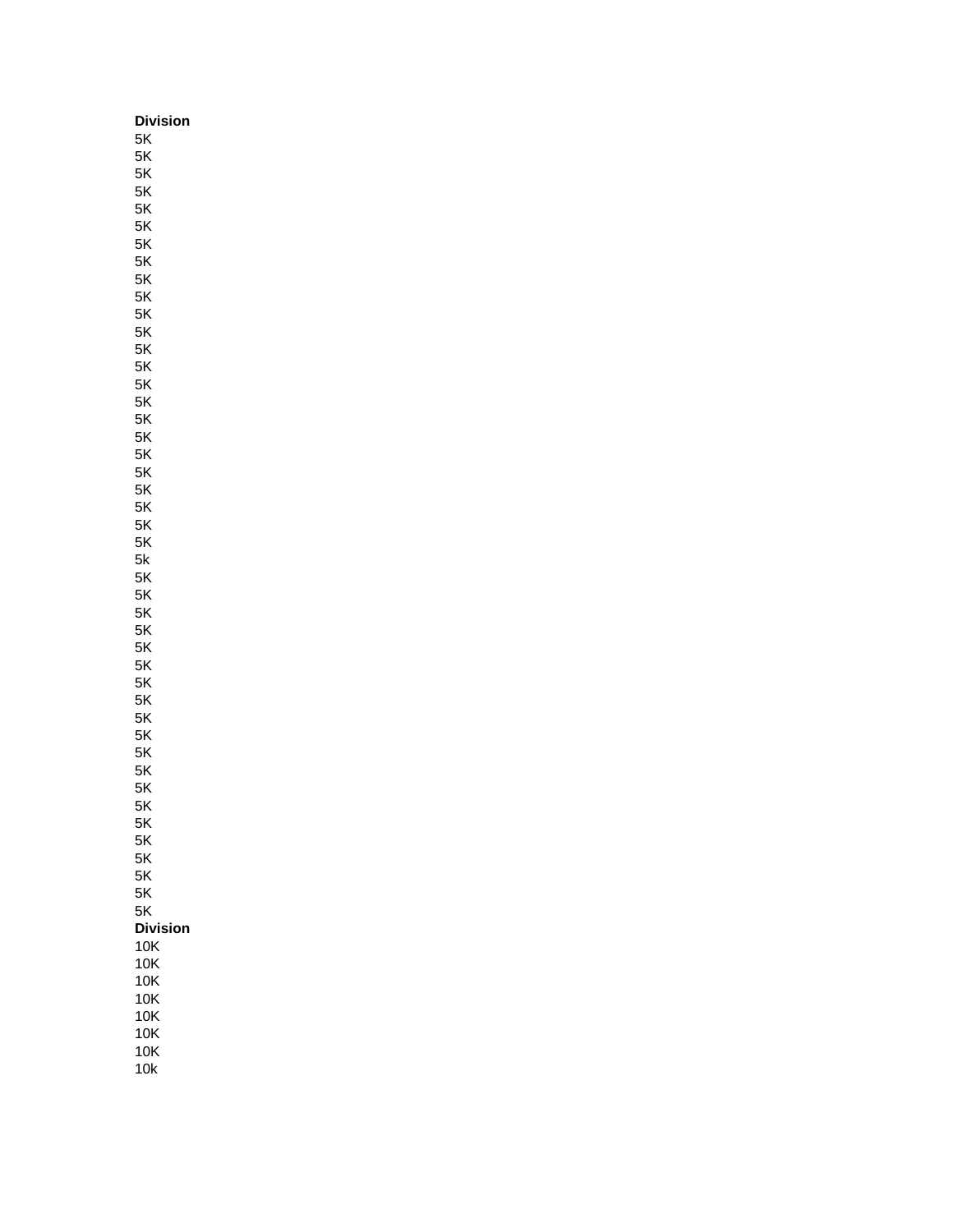| Division |
| --- |
| 5K |
| 5K |
| 5K |
| 5K |
| 5K |
| 5K |
| 5K |
| 5K |
| 5K |
| 5K |
| 5K |
| 5K |
| 5K |
| 5K |
| 5K |
| 5K |
| 5K |
| 5K |
| 5K |
| 5K |
| 5K |
| 5K |
| 5K |
| 5K |
| 5k |
| 5K |
| 5K |
| 5K |
| 5K |
| 5K |
| 5K |
| 5K |
| 5K |
| 5K |
| 5K |
| 5K |
| 5K |
| 5K |
| 5K |
| 5K |
| 5K |
| 5K |
| 5K |
| 5K |
| 5K |

| Division |
| --- |
| 10K |
| 10K |
| 10K |
| 10K |
| 10K |
| 10K |
| 10K |
| 10k |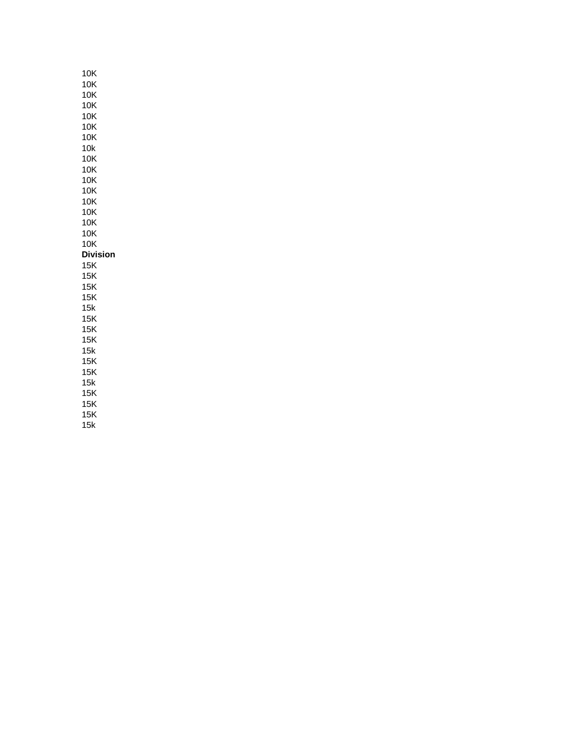10K
10K
10K
10K
10K
10K
10K
10k
10K
10K
10K
10K
10K
10K
10K
10K
10K
**Division**
15K
15K
15K
15K
15k
15K
15K
15K
15k
15K
15K
15k
15K
15K
15K
15k